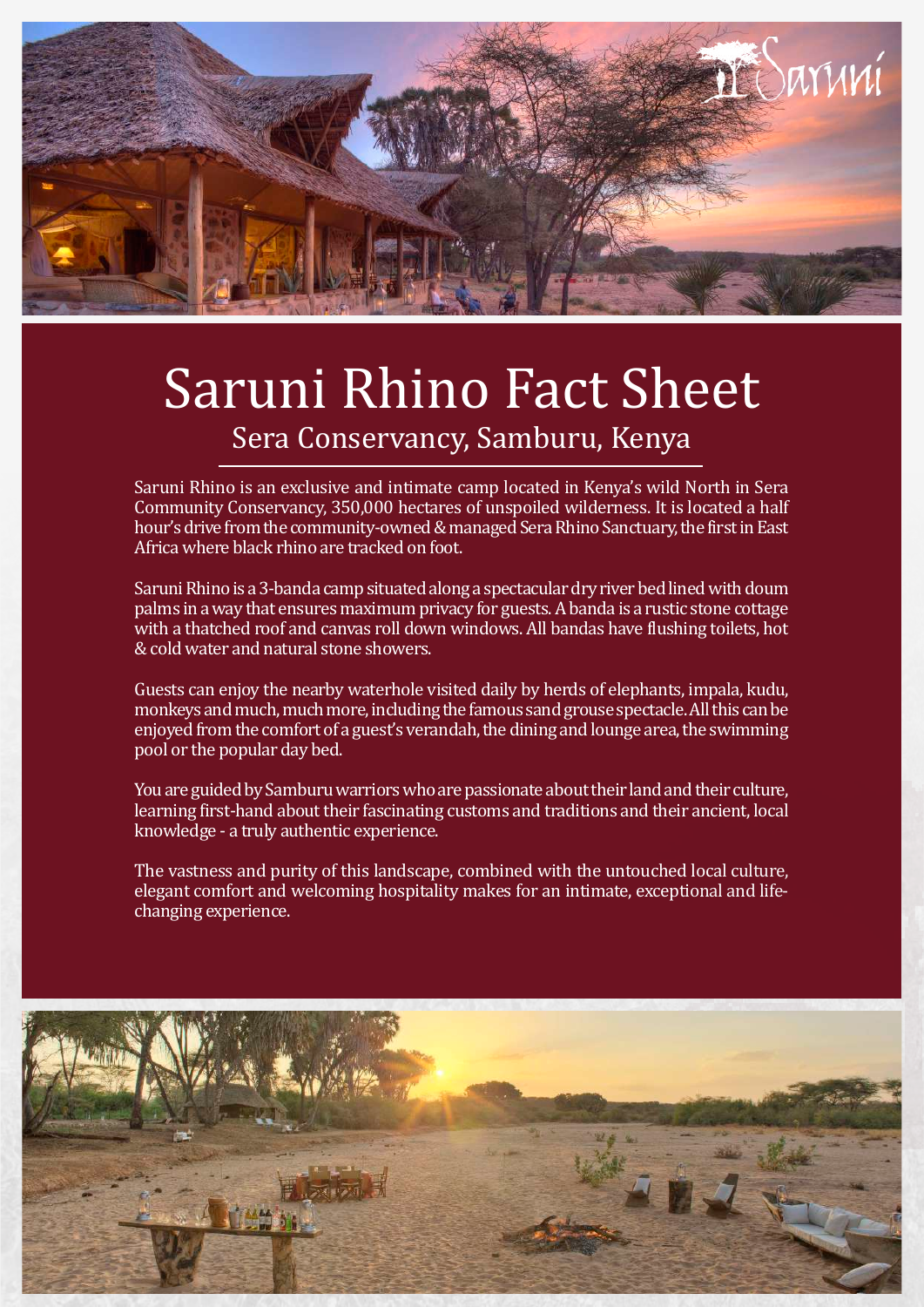# Saruni Rhino Fact Sheet

## Sera Conservancy, Samburu, Kenya

Saruni Rhino is an exclusive and intimate camp located in Kenya's wild North in Sera Community Conservancy, 350,000 hectares of unspoiled wilderness. It is located a half hour's drive from the community-owned & managed Sera Rhino Sanctuary, the first in East Africa where black rhino are tracked on foot.

Saruni Rhino is a 3-banda camp situated along a spectacular dry river bed lined with doum palms in a way that ensures maximum privacy for guests. A banda is a rustic stone cottage with a thatched roof and canvas roll down windows. All bandas have flushing toilets, hot & cold water and natural stone showers.

Guests can enjoy the nearby waterhole visited daily by herds of elephants, impala, kudu, monkeys and much, much more, including the famous sand grouse spectacle. All this can be enjoyed from the comfort of a guest's verandah, the dining and lounge area, the swimming pool or the popular day bed.

You are guided by Samburu warriors who are passionate about their land and their culture, learning first-hand about their fascinating customs and traditions and their ancient, local knowledge - a truly authentic experience.

The vastness and purity of this landscape, combined with the untouched local culture, elegant comfort and welcoming hospitality makes for an intimate, exceptional and life-changing experience.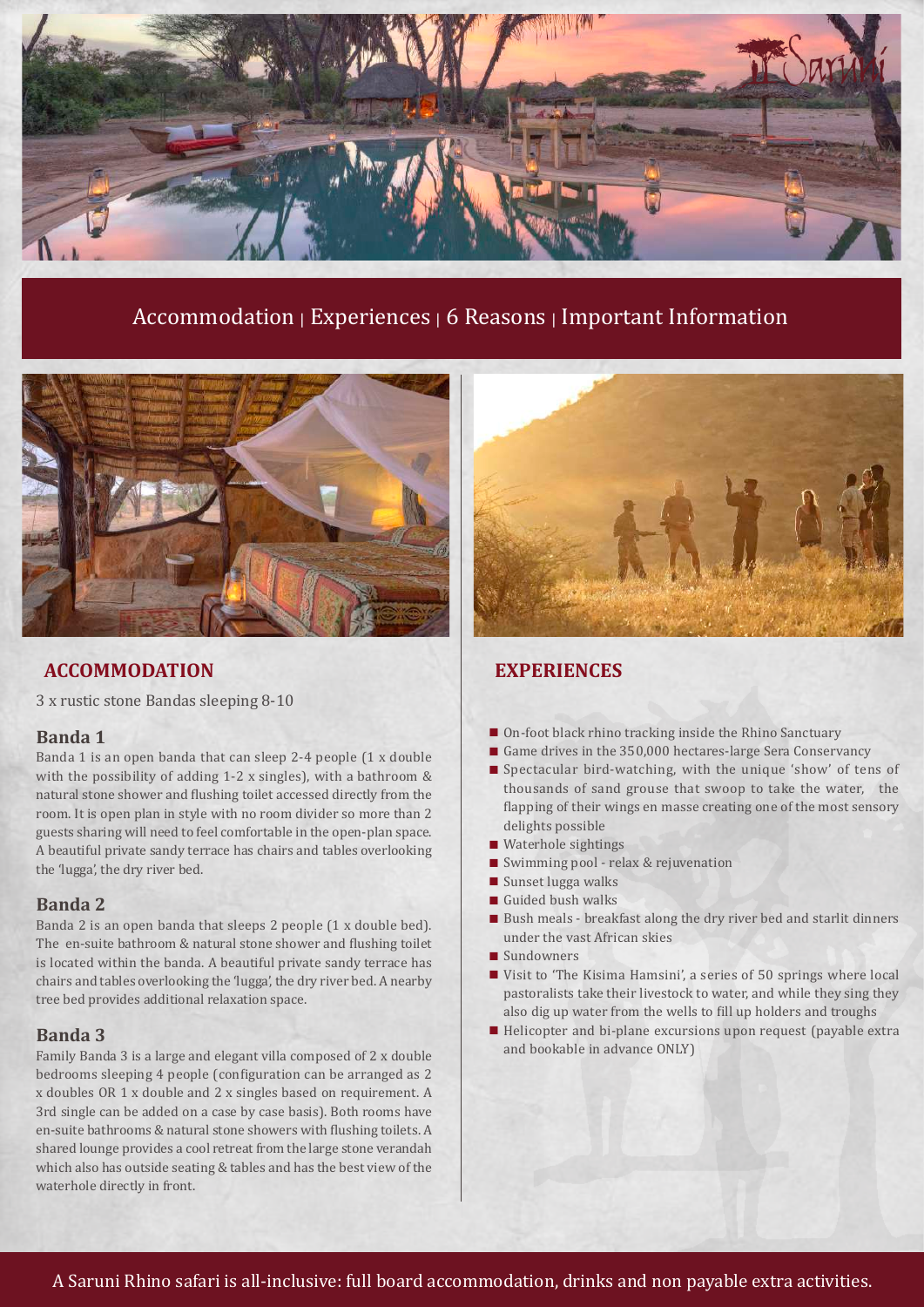Accommodation | Experiences | 6 Reasons | Important Information

## ACCOMMODATION

3 x rustic stone Bandas sleeping 8-10

### Banda 1

Banda 1 is an open banda that can sleep 2-4 people (1 x double with the possibility of adding 1-2 x singles), with a bathroom & natural stone shower and flushing toilet accessed directly from the room. It is open plan in style with no room divider so more than 2 guests sharing will need to feel comfortable in the open-plan space. A beautiful private sandy terrace has chairs and tables overlooking the 'lugga', the dry river bed.

### Banda 2

Banda 2 is an open banda that sleeps 2 people (1 x double bed). The en-suite bathroom & natural stone shower and flushing toilet is located within the banda. A beautiful private sandy terrace has chairs and tables overlooking the 'lugga', the dry river bed. A nearby tree bed provides additional relaxation space.

### Banda 3

Family Banda 3 is a large and elegant villa composed of 2 x double bedrooms sleeping 4 people (configuration can be arranged as 2 x doubles OR 1 x double and 2 x singles based on requirement. A 3rd single can be added on a case by case basis). Both rooms have en-suite bathrooms & natural stone showers with flushing toilets. A shared lounge provides a cool retreat from the large stone verandah which also has outside seating & tables and has the best view of the waterhole directly in front.

## EXPERIENCES

- On-foot black rhino tracking inside the Rhino Sanctuary
- Game drives in the 350,000 hectares-large Sera Conservancy
- Spectacular bird-watching, with the unique 'show' of tens of thousands of sand grouse that swoop to take the water, the flapping of their wings en masse creating one of the most sensory delights possible
- Waterhole sightings
- Swimming pool - relax & rejuvenation
- Sunset lugga walks
- Guided bush walks
- Bush meals - breakfast along the dry river bed and starlit dinners under the vast African skies
- Sundowners
- Visit to 'The Kisima Hamsini', a series of 50 springs where local pastoralists take their livestock to water, and while they sing they also dig up water from the wells to fill up holders and troughs
- Helicopter and bi-plane excursions upon request (payable extra and bookable in advance ONLY)

A Saruni Rhino safari is all-inclusive: full board accommodation, drinks and non payable extra activities.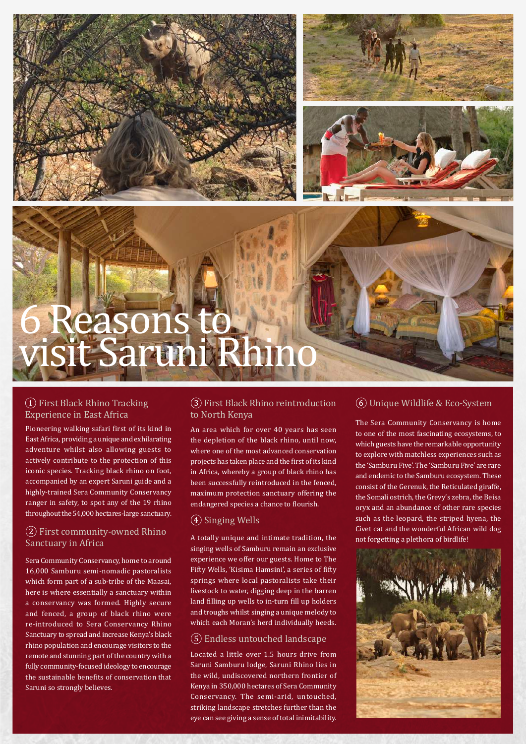# 6 Reasons to visit Saruni Rhino

## ① First Black Rhino Tracking Experience in East Africa

Pioneering walking safari first of its kind in East Africa, providing a unique and exhilarating adventure whilst also allowing guests to actively contribute to the protection of this iconic species. Tracking black rhino on foot, accompanied by an expert Saruni guide and a highly-trained Sera Community Conservancy ranger in safety, to spot any of the 19 rhino throughout the 54,000 hectares-large sanctuary.

## ② First community-owned Rhino Sanctuary in Africa

Sera Community Conservancy, home to around 16,000 Samburu semi-nomadic pastoralists which form part of a sub-tribe of the Maasai, here is where essentially a sanctuary within a conservancy was formed. Highly secure and fenced, a group of black rhino were re-introduced to Sera Conservancy Rhino Sanctuary to spread and increase Kenya's black rhino population and encourage visitors to the remote and stunning part of the country with a fully community-focused ideology to encourage the sustainable benefits of conservation that Saruni so strongly believes.

## ③ First Black Rhino reintroduction to North Kenya

An area which for over 40 years has seen the depletion of the black rhino, until now, where one of the most advanced conservation projects has taken place and the first of its kind in Africa, whereby a group of black rhino has been successfully reintroduced in the fenced, maximum protection sanctuary offering the endangered species a chance to flourish.

## ④ Singing Wells

A totally unique and intimate tradition, the singing wells of Samburu remain an exclusive experience we offer our guests. Home to The Fifty Wells, 'Kisima Hamsini', a series of fifty springs where local pastoralists take their livestock to water, digging deep in the barren land filling up wells to in-turn fill up holders and troughs whilst singing a unique melody to which each Moran's herd individually heeds.

## ⑤ Endless untouched landscape

Located a little over 1.5 hours drive from Saruni Samburu lodge, Saruni Rhino lies in the wild, undiscovered northern frontier of Kenya in 350,000 hectares of Sera Community Conservancy. The semi-arid, untouched, striking landscape stretches further than the eye can see giving a sense of total inimitability.

## ⑥ Unique Wildlife & Eco-System

The Sera Community Conservancy is home to one of the most fascinating ecosystems, to which guests have the remarkable opportunity to explore with matchless experiences such as the 'Samburu Five'. The 'Samburu Five' are rare and endemic to the Samburu ecosystem. These consist of the Gerenuk, the Reticulated giraffe, the Somali ostrich, the Grevy's zebra, the Beisa oryx and an abundance of other rare species such as the leopard, the striped hyena, the Civet cat and the wonderful African wild dog not forgetting a plethora of birdlife!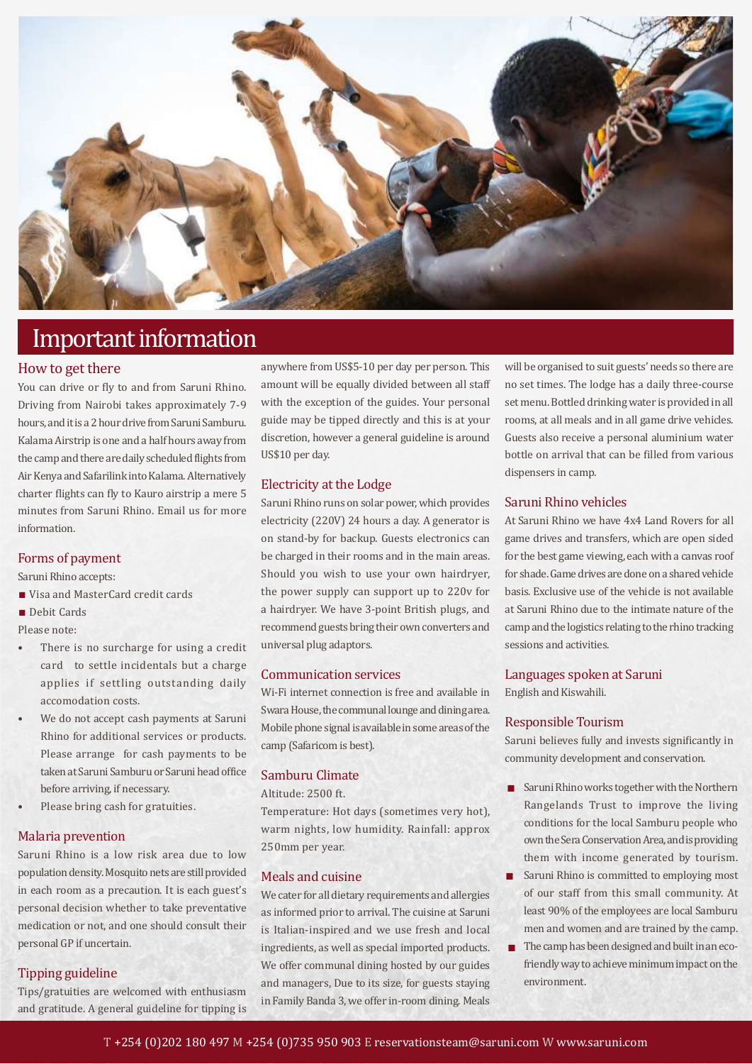# Important information

## How to get there

You can drive or fly to and from Saruni Rhino. Driving from Nairobi takes approximately 7-9 hours, and it is a 2 hour drive from Saruni Samburu. Kalama Airstrip is one and a half hours away from the camp and there are daily scheduled flights from Air Kenya and Safarilink into Kalama. Alternatively charter flights can fly to Kauro airstrip a mere 5 minutes from Saruni Rhino. Email us for more information.

## Forms of payment

Saruni Rhino accepts:

- Visa and MasterCard credit cards
- Debit Cards

Please note:

- There is no surcharge for using a credit card to settle incidentals but a charge applies if settling outstanding daily accomodation costs.
- We do not accept cash payments at Saruni Rhino for additional services or products. Please arrange for cash payments to be taken at Saruni Samburu or Saruni head office before arriving, if necessary.
- Please bring cash for gratuities.

## Malaria prevention

Saruni Rhino is a low risk area due to low population density. Mosquito nets are still provided in each room as a precaution. It is each guest's personal decision whether to take preventative medication or not, and one should consult their personal GP if uncertain.

## Tipping guideline

Tips/gratuities are welcomed with enthusiasm and gratitude. A general guideline for tipping is anywhere from US$5-10 per day per person. This amount will be equally divided between all staff with the exception of the guides. Your personal guide may be tipped directly and this is at your discretion, however a general guideline is around US$10 per day.

## Electricity at the Lodge

Saruni Rhino runs on solar power, which provides electricity (220V) 24 hours a day. A generator is on stand-by for backup. Guests electronics can be charged in their rooms and in the main areas. Should you wish to use your own hairdryer, the power supply can support up to 220v for a hairdryer. We have 3-point British plugs, and recommend guests bring their own converters and universal plug adaptors.

## Communication services

Wi-Fi internet connection is free and available in Swara House, the communal lounge and dining area. Mobile phone signal is available in some areas of the camp (Safaricom is best).

## Samburu Climate

Altitude: 2500 ft.

Temperature: Hot days (sometimes very hot), warm nights, low humidity. Rainfall: approx 250mm per year.

## Meals and cuisine

We cater for all dietary requirements and allergies as informed prior to arrival. The cuisine at Saruni is Italian-inspired and we use fresh and local ingredients, as well as special imported products. We offer communal dining hosted by our guides and managers, Due to its size, for guests staying in Family Banda 3, we offer in-room dining. Meals will be organised to suit guests' needs so there are no set times. The lodge has a daily three-course set menu. Bottled drinking water is provided in all rooms, at all meals and in all game drive vehicles. Guests also receive a personal aluminium water bottle on arrival that can be filled from various dispensers in camp.

## Saruni Rhino vehicles

At Saruni Rhino we have 4x4 Land Rovers for all game drives and transfers, which are open sided for the best game viewing, each with a canvas roof for shade. Game drives are done on a shared vehicle basis. Exclusive use of the vehicle is not available at Saruni Rhino due to the intimate nature of the camp and the logistics relating to the rhino tracking sessions and activities.

## Languages spoken at Saruni

English and Kiswahili.

## Responsible Tourism

Saruni believes fully and invests significantly in community development and conservation.

- Saruni Rhino works together with the Northern Rangelands Trust to improve the living conditions for the local Samburu people who own the Sera Conservation Area, and is providing them with income generated by tourism.
- Saruni Rhino is committed to employing most of our staff from this small community. At least 90% of the employees are local Samburu men and women and are trained by the camp.
- The camp has been designed and built in an eco-friendly way to achieve minimum impact on the environment.

T +254 (0)202 180 497 M +254 (0)735 950 903 E reservationsteam@saruni.com W www.saruni.com